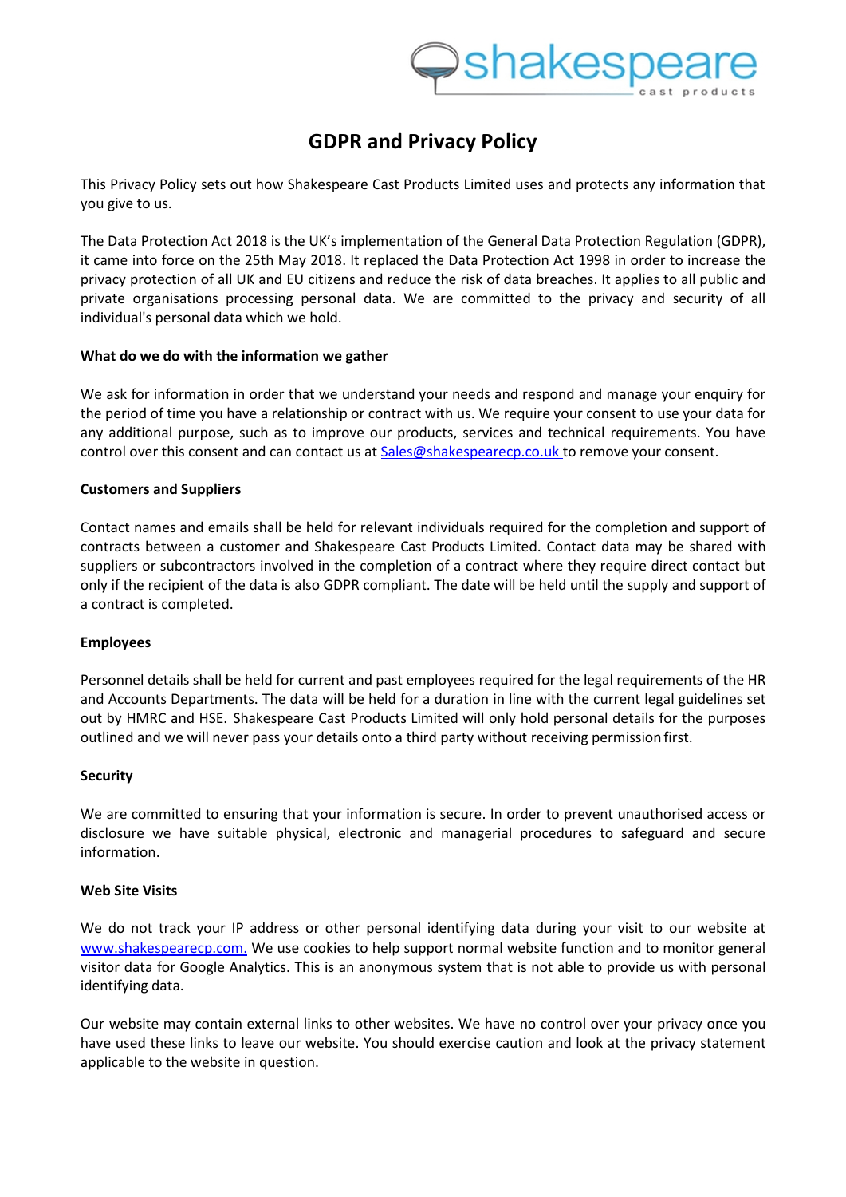# GDPR and Privacy Policy

This Privacy Policy sets out how Shakespeare Cast Products Limited uses and protects any information that you give to us.

The Data Protection Act 2018 is the UK's implementation of the General Data Protection Regulation (GDPR), it came into force on the 25th May 2018. It replaced the Data Protection Act 1998 in order to increase the privacy protection of all UK and EU citizens and reduce the risk of data breaches. It applies to all public and private organisations processing personal data. We are committed to the privacy and security of all individual's personal data which we hold.

**What do we do with the information we gather**

We ask for information in order that we understand your needs and respond and manage your enquiry for the period of time you have a relationship or contract with us. We require your consent to use your data for any additional purpose, such as to improve our products, services and technical requirements. You have control over this consent and can contact us at Sales@shakespearecp.co.uk to remove your consent.

**Customers and Suppliers**

Contact names and emails shall be held for relevant individuals required for the completion and support of contracts between a customer and Shakespeare Cast Products Limited. Contact data may be shared with suppliers or subcontractors involved in the completion of a contract where they require direct contact but only if the recipient of the data is also GDPR compliant. The date will be held until the supply and support of a contract is completed.

**Employees**

Personnel details shall be held for current and past employees required for the legal requirements of the HR and Accounts Departments. The data will be held for a duration in line with the current legal guidelines set out by HMRC and HSE. Shakespeare Cast Products Limited will only hold personal details for the purposes outlined and we will never pass your details onto a third party without receiving permission first.

**Security**

We are committed to ensuring that your information is secure. In order to prevent unauthorised access or disclosure we have suitable physical, electronic and managerial procedures to safeguard and secure information.

**Web Site Visits**

We do not track your IP address or other personal identifying data during your visit to our website at www.shakespearecp.com. We use cookies to help support normal website function and to monitor general visitor data for Google Analytics. This is an anonymous system that is not able to provide us with personal identifying data.

Our website may contain external links to other websites. We have no control over your privacy once you have used these links to leave our website. You should exercise caution and look at the privacy statement applicable to the website in question.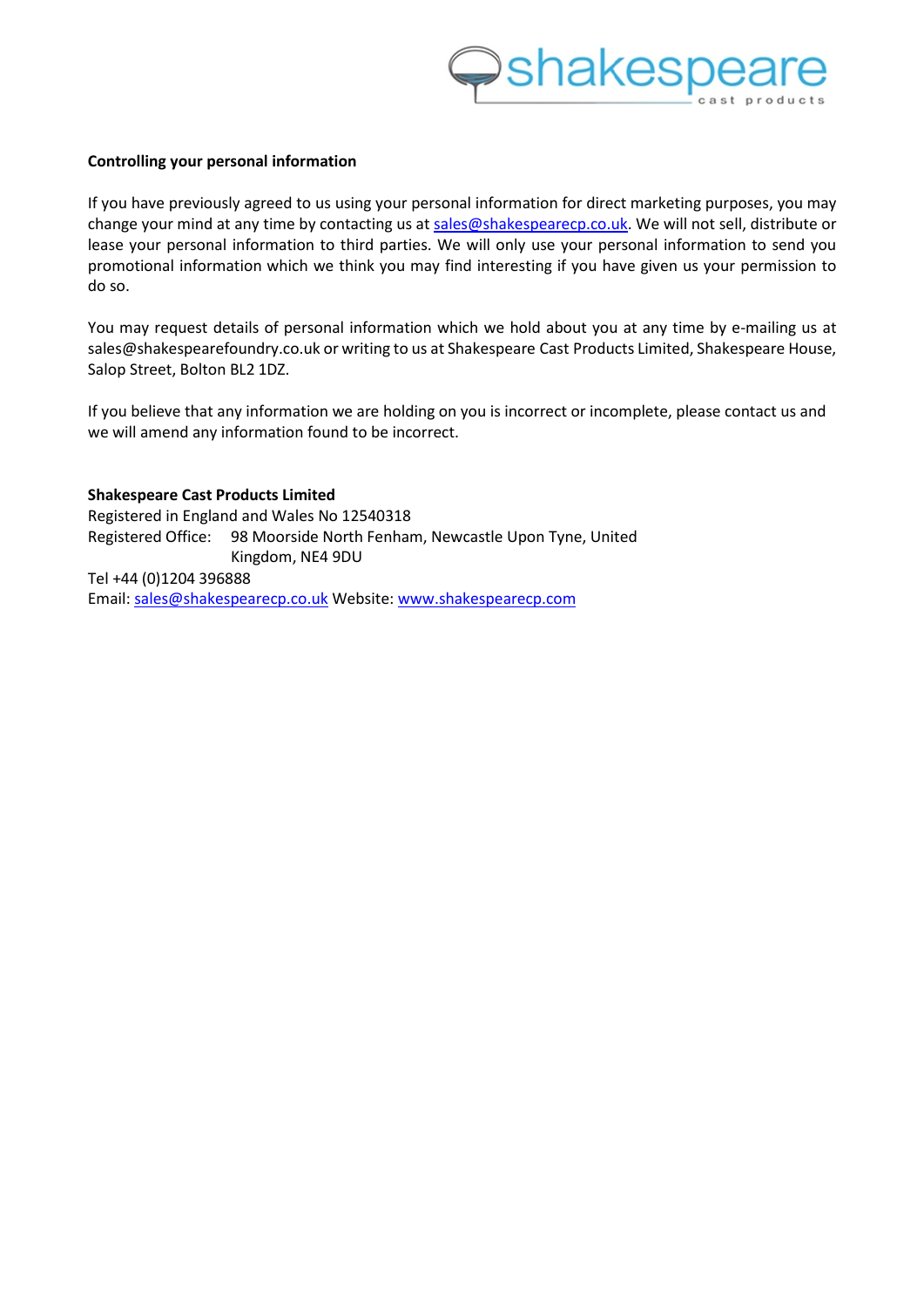**Controlling your personal information**

If you have previously agreed to us using your personal information for direct marketing purposes, you may change your mind at any time by contacting us at sales@shakespearecp.co.uk. We will not sell, distribute or lease your personal information to third parties. We will only use your personal information to send you promotional information which we think you may find interesting if you have given us your permission to do so.

You may request details of personal information which we hold about you at any time by e-mailing us at sales@shakespearefoundry.co.uk or writing to us at Shakespeare Cast Products Limited, Shakespeare House, Salop Street, Bolton BL2 1DZ.

If you believe that any information we are holding on you is incorrect or incomplete, please contact us and we will amend any information found to be incorrect.

**Shakespeare Cast Products Limited**
Registered in England and Wales No 12540318
Registered Office: 98 Moorside North Fenham, Newcastle Upon Tyne, United Kingdom, NE4 9DU
Tel +44 (0)1204 396888
Email: sales@shakespearecp.co.uk Website: www.shakespearecp.com